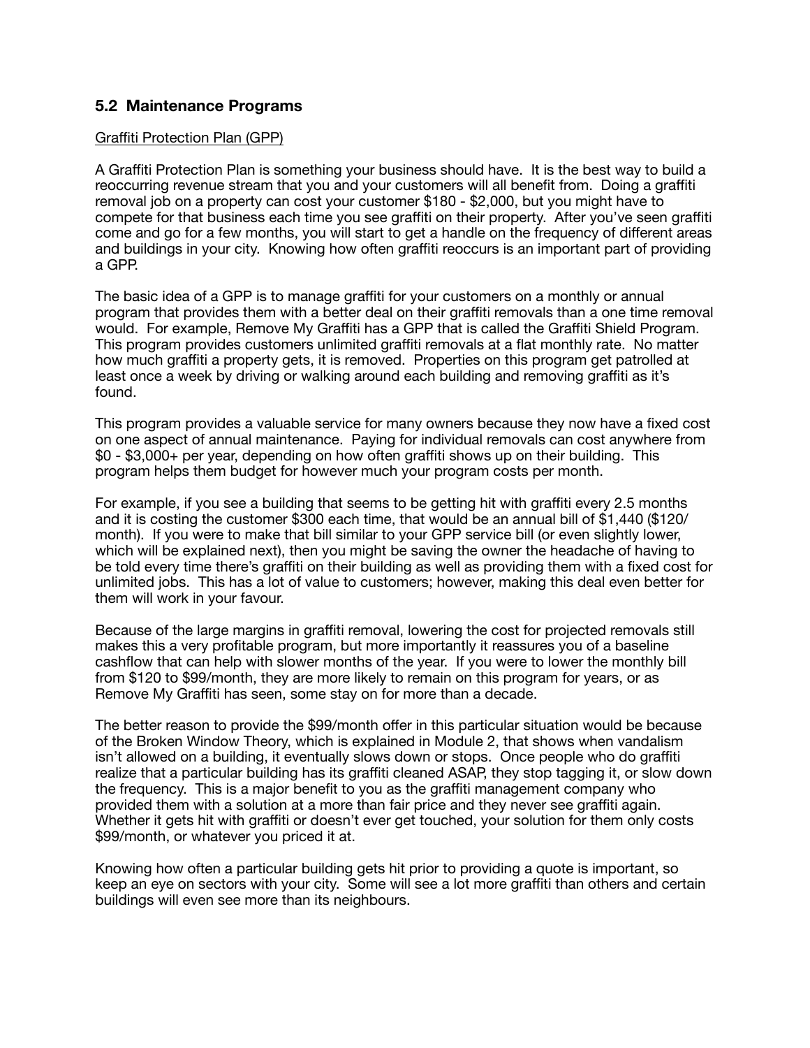## 5.2 Maintenance Programs

Graffiti Protection Plan (GPP)

A Graffiti Protection Plan is something your business should have. It is the best way to build a reoccurring revenue stream that you and your customers will all benefit from. Doing a graffiti removal job on a property can cost your customer $180 - $2,000, but you might have to compete for that business each time you see graffiti on their property. After you've seen graffiti come and go for a few months, you will start to get a handle on the frequency of different areas and buildings in your city. Knowing how often graffiti reoccurs is an important part of providing a GPP.

The basic idea of a GPP is to manage graffiti for your customers on a monthly or annual program that provides them with a better deal on their graffiti removals than a one time removal would. For example, Remove My Graffiti has a GPP that is called the Graffiti Shield Program. This program provides customers unlimited graffiti removals at a flat monthly rate. No matter how much graffiti a property gets, it is removed. Properties on this program get patrolled at least once a week by driving or walking around each building and removing graffiti as it's found.

This program provides a valuable service for many owners because they now have a fixed cost on one aspect of annual maintenance. Paying for individual removals can cost anywhere from $0 - $3,000+ per year, depending on how often graffiti shows up on their building. This program helps them budget for however much your program costs per month.

For example, if you see a building that seems to be getting hit with graffiti every 2.5 months and it is costing the customer $300 each time, that would be an annual bill of $1,440 ($120/month). If you were to make that bill similar to your GPP service bill (or even slightly lower, which will be explained next), then you might be saving the owner the headache of having to be told every time there's graffiti on their building as well as providing them with a fixed cost for unlimited jobs. This has a lot of value to customers; however, making this deal even better for them will work in your favour.

Because of the large margins in graffiti removal, lowering the cost for projected removals still makes this a very profitable program, but more importantly it reassures you of a baseline cashflow that can help with slower months of the year. If you were to lower the monthly bill from $120 to $99/month, they are more likely to remain on this program for years, or as Remove My Graffiti has seen, some stay on for more than a decade.

The better reason to provide the $99/month offer in this particular situation would be because of the Broken Window Theory, which is explained in Module 2, that shows when vandalism isn't allowed on a building, it eventually slows down or stops. Once people who do graffiti realize that a particular building has its graffiti cleaned ASAP, they stop tagging it, or slow down the frequency. This is a major benefit to you as the graffiti management company who provided them with a solution at a more than fair price and they never see graffiti again. Whether it gets hit with graffiti or doesn't ever get touched, your solution for them only costs $99/month, or whatever you priced it at.

Knowing how often a particular building gets hit prior to providing a quote is important, so keep an eye on sectors with your city. Some will see a lot more graffiti than others and certain buildings will even see more than its neighbours.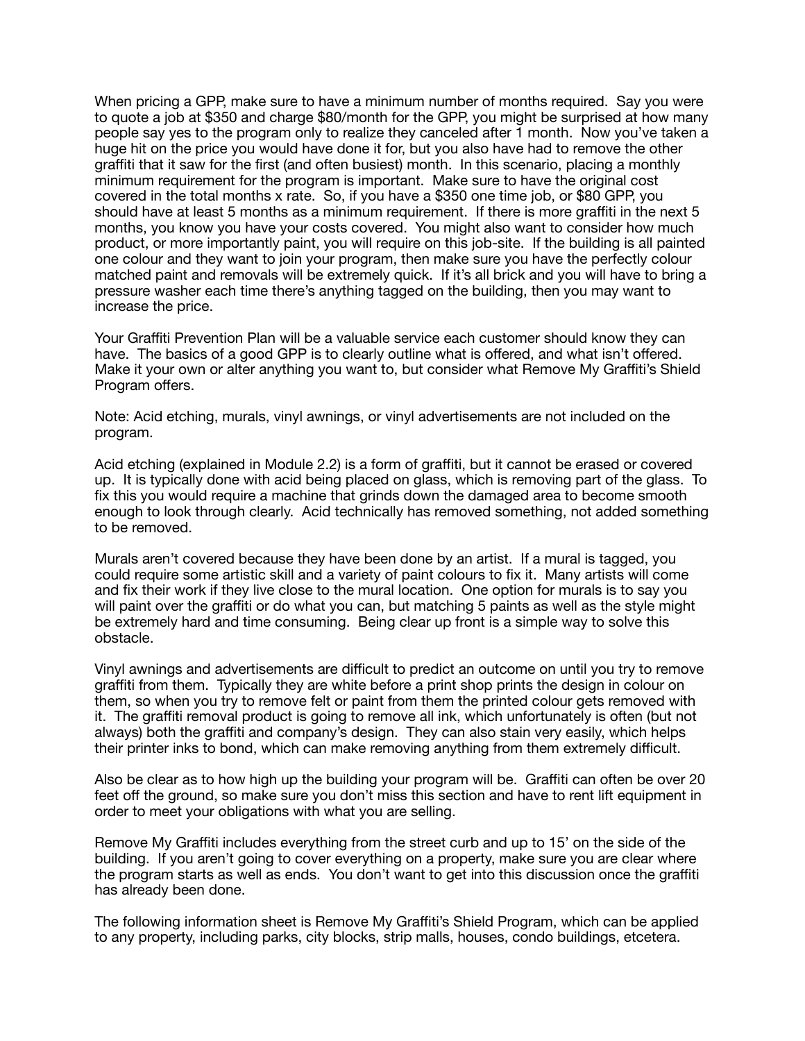When pricing a GPP, make sure to have a minimum number of months required. Say you were to quote a job at $350 and charge $80/month for the GPP, you might be surprised at how many people say yes to the program only to realize they canceled after 1 month. Now you've taken a huge hit on the price you would have done it for, but you also have had to remove the other graffiti that it saw for the first (and often busiest) month. In this scenario, placing a monthly minimum requirement for the program is important. Make sure to have the original cost covered in the total months x rate. So, if you have a $350 one time job, or $80 GPP, you should have at least 5 months as a minimum requirement. If there is more graffiti in the next 5 months, you know you have your costs covered. You might also want to consider how much product, or more importantly paint, you will require on this job-site. If the building is all painted one colour and they want to join your program, then make sure you have the perfectly colour matched paint and removals will be extremely quick. If it's all brick and you will have to bring a pressure washer each time there's anything tagged on the building, then you may want to increase the price.

Your Graffiti Prevention Plan will be a valuable service each customer should know they can have. The basics of a good GPP is to clearly outline what is offered, and what isn't offered. Make it your own or alter anything you want to, but consider what Remove My Graffiti's Shield Program offers.

Note: Acid etching, murals, vinyl awnings, or vinyl advertisements are not included on the program.

Acid etching (explained in Module 2.2) is a form of graffiti, but it cannot be erased or covered up. It is typically done with acid being placed on glass, which is removing part of the glass. To fix this you would require a machine that grinds down the damaged area to become smooth enough to look through clearly. Acid technically has removed something, not added something to be removed.

Murals aren't covered because they have been done by an artist. If a mural is tagged, you could require some artistic skill and a variety of paint colours to fix it. Many artists will come and fix their work if they live close to the mural location. One option for murals is to say you will paint over the graffiti or do what you can, but matching 5 paints as well as the style might be extremely hard and time consuming. Being clear up front is a simple way to solve this obstacle.

Vinyl awnings and advertisements are difficult to predict an outcome on until you try to remove graffiti from them. Typically they are white before a print shop prints the design in colour on them, so when you try to remove felt or paint from them the printed colour gets removed with it. The graffiti removal product is going to remove all ink, which unfortunately is often (but not always) both the graffiti and company's design. They can also stain very easily, which helps their printer inks to bond, which can make removing anything from them extremely difficult.

Also be clear as to how high up the building your program will be. Graffiti can often be over 20 feet off the ground, so make sure you don't miss this section and have to rent lift equipment in order to meet your obligations with what you are selling.

Remove My Graffiti includes everything from the street curb and up to 15' on the side of the building. If you aren't going to cover everything on a property, make sure you are clear where the program starts as well as ends. You don't want to get into this discussion once the graffiti has already been done.

The following information sheet is Remove My Graffiti's Shield Program, which can be applied to any property, including parks, city blocks, strip malls, houses, condo buildings, etcetera.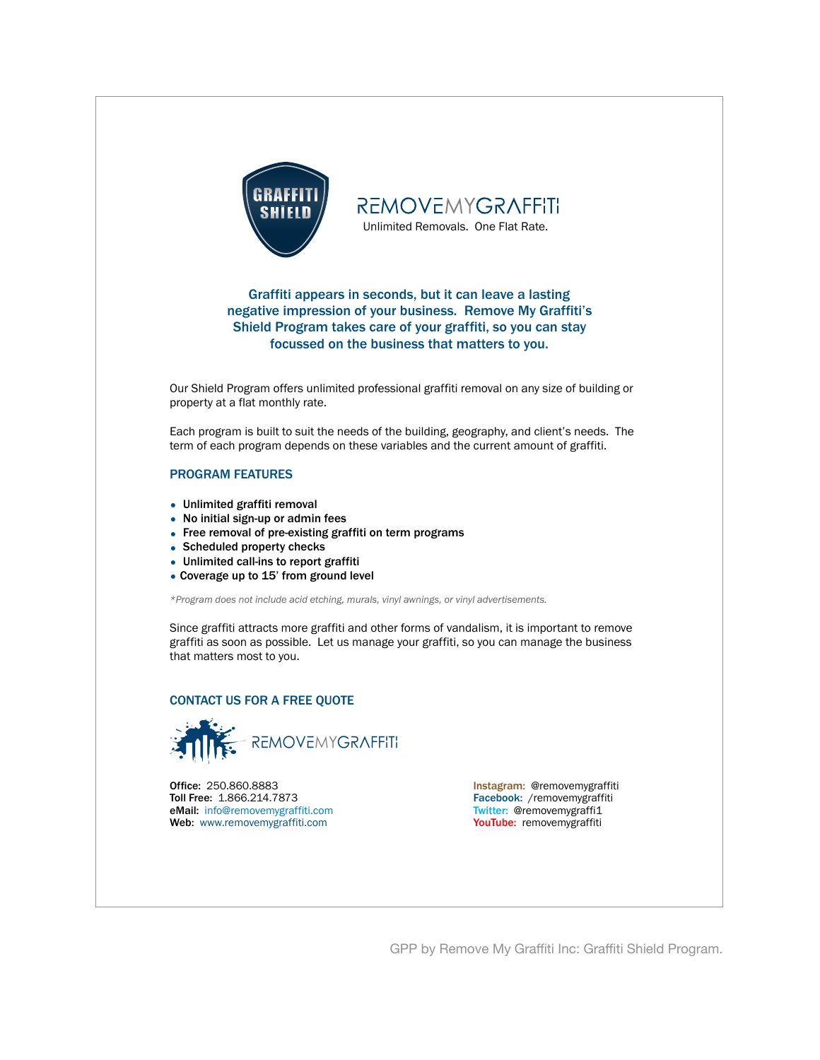GRAFFITI SHIELD

REMOVEMYGRAFFITI

Unlimited Removals. One Flat Rate.

**Graffiti appears in seconds, but it can leave a lasting negative impression of your business. Remove My Graffiti's Shield Program takes care of your graffiti, so you can stay focussed on the business that matters to you.**

Our Shield Program offers unlimited professional graffiti removal on any size of building or property at a flat monthly rate.

Each program is built to suit the needs of the building, geography, and client's needs. The term of each program depends on these variables and the current amount of graffiti.

## PROGRAM FEATURES

- **Unlimited graffiti removal**
- **No initial sign-up or admin fees**
- **Free removal of pre-existing graffiti on term programs**
- **Scheduled property checks**
- **Unlimited call-ins to report graffiti**
- **Coverage up to 15' from ground level**

*\*Program does not include acid etching, murals, vinyl awnings, or vinyl advertisements.*

Since graffiti attracts more graffiti and other forms of vandalism, it is important to remove graffiti as soon as possible. Let us manage your graffiti, so you can manage the business that matters most to you.

## CONTACT US FOR A FREE QUOTE

REMOVEMYGRAFFITI

**Office:** 250.860.8883
**Toll Free:** 1.866.214.7873
**eMail:** info@removemygraffiti.com
**Web:** www.removemygraffiti.com

**Instagram:** @removemygraffiti
**Facebook:** /removemygraffiti
**Twitter:** @removemygraffi1
**YouTube:** removemygraffiti

GPP by Remove My Graffiti Inc: Graffiti Shield Program.